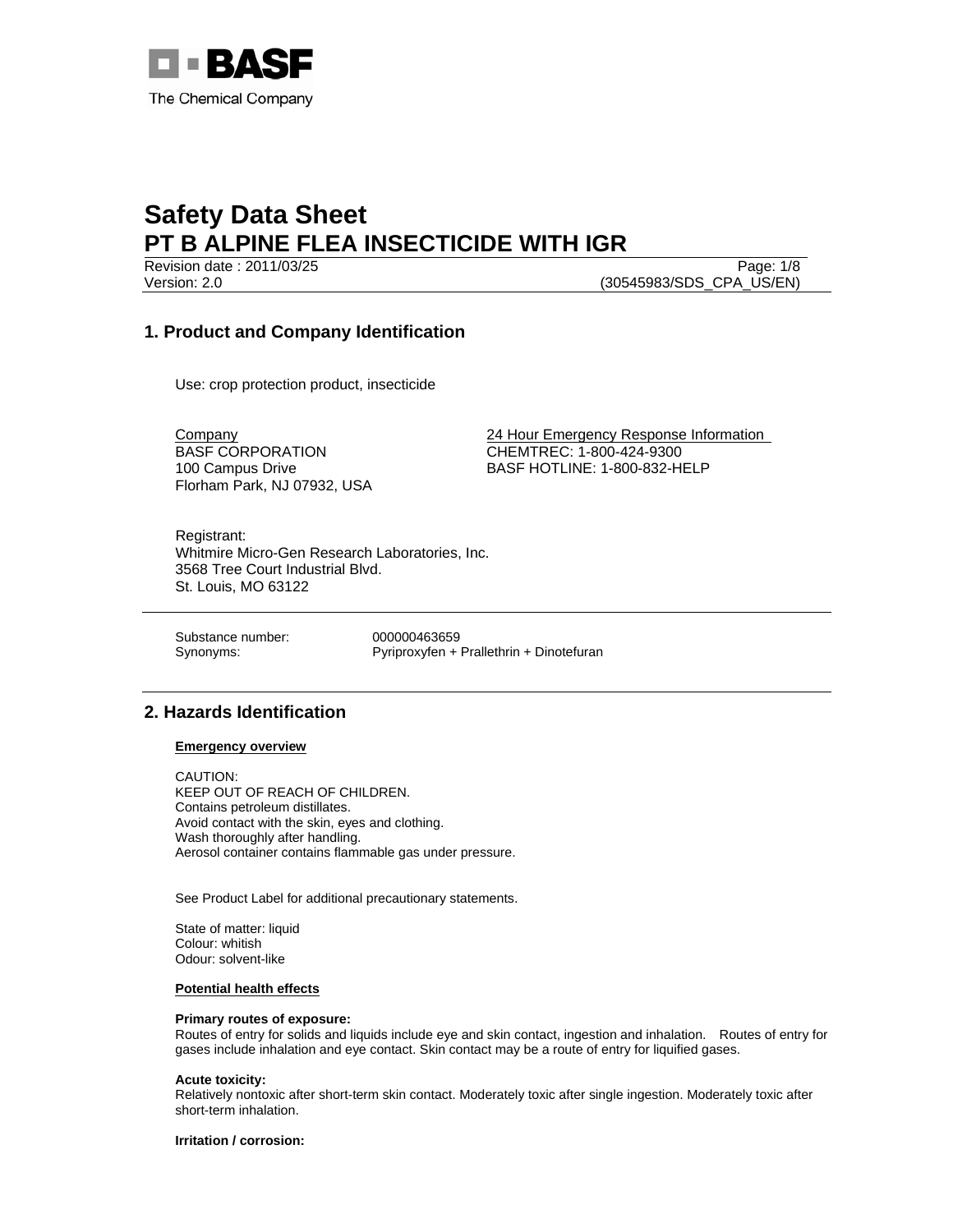BASF

The Chemical Company

# Safety Data Sheet
# PT B ALPINE FLEA INSECTICIDE WITH IGR

Revision date : 2011/03/25
Version: 2.0
(30545983/SDS_CPA_US/EN)

## 1. Product and Company Identification

Use: crop protection product, insecticide

Company
BASF CORPORATION
100 Campus Drive
Florham Park, NJ 07932, USA

24 Hour Emergency Response Information
CHEMTREC: 1-800-424-9300
BASF HOTLINE: 1-800-832-HELP

Registrant:
Whitmire Micro-Gen Research Laboratories, Inc.
3568 Tree Court Industrial Blvd.
St. Louis, MO 63122

Substance number: 000000463659
Synonyms: Pyriproxyfen + Prallethrin + Dinotefuran

## 2. Hazards Identification

**Emergency overview**

CAUTION:
KEEP OUT OF REACH OF CHILDREN.
Contains petroleum distillates.
Avoid contact with the skin, eyes and clothing.
Wash thoroughly after handling.
Aerosol container contains flammable gas under pressure.

See Product Label for additional precautionary statements.

State of matter: liquid
Colour: whitish
Odour: solvent-like

**Potential health effects**

**Primary routes of exposure:**
Routes of entry for solids and liquids include eye and skin contact, ingestion and inhalation. Routes of entry for gases include inhalation and eye contact. Skin contact may be a route of entry for liquified gases.

**Acute toxicity:**
Relatively nontoxic after short-term skin contact. Moderately toxic after single ingestion. Moderately toxic after short-term inhalation.

**Irritation / corrosion:**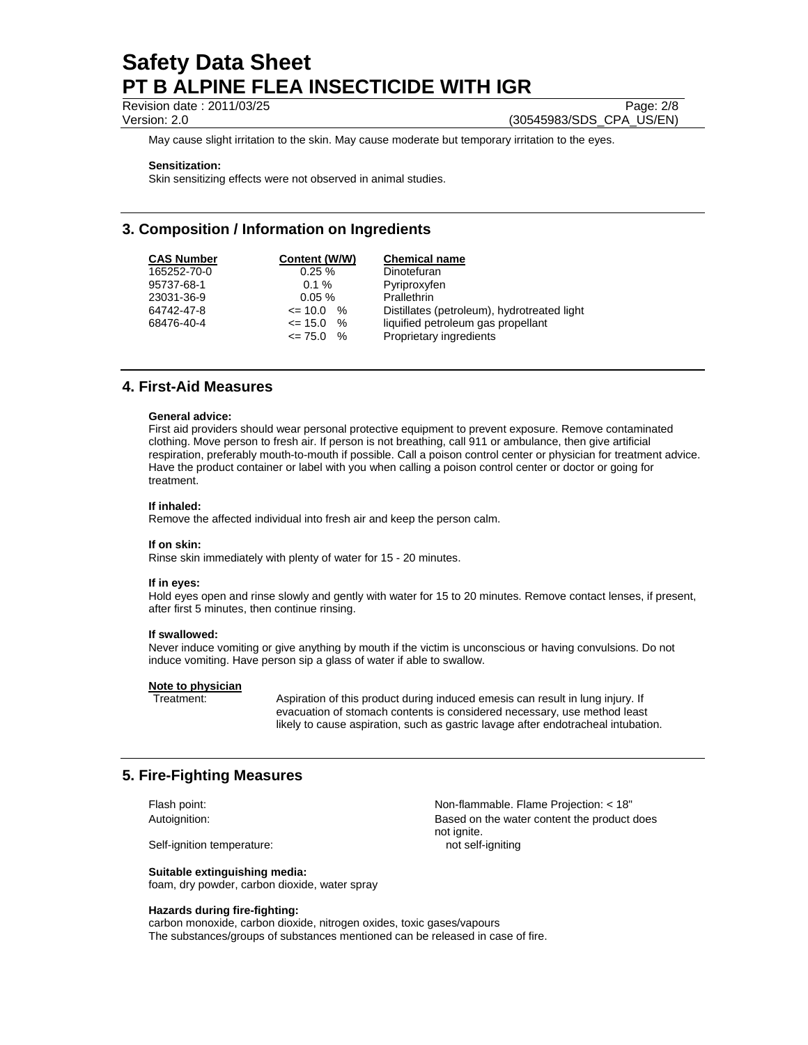May cause slight irritation to the skin. May cause moderate but temporary irritation to the eyes.

**Sensitization:**
Skin sensitizing effects were not observed in animal studies.

## 3. Composition / Information on Ingredients

| CAS Number | Content (W/W) | Chemical name |
|---|---|---|
| 165252-70-0 | 0.25 % | Dinotefuran |
| 95737-68-1 | 0.1 % | Pyriproxyfen |
| 23031-36-9 | 0.05 % | Prallethrin |
| 64742-47-8 | <= 10.0 % | Distillates (petroleum), hydrotreated light |
| 68476-40-4 | <= 15.0 % | liquified petroleum gas propellant |
| | <= 75.0 % | Proprietary ingredients |

## 4. First-Aid Measures

**General advice:**
First aid providers should wear personal protective equipment to prevent exposure. Remove contaminated clothing. Move person to fresh air. If person is not breathing, call 911 or ambulance, then give artificial respiration, preferably mouth-to-mouth if possible. Call a poison control center or physician for treatment advice. Have the product container or label with you when calling a poison control center or doctor or going for treatment.

**If inhaled:**
Remove the affected individual into fresh air and keep the person calm.

**If on skin:**
Rinse skin immediately with plenty of water for 15 - 20 minutes.

**If in eyes:**
Hold eyes open and rinse slowly and gently with water for 15 to 20 minutes. Remove contact lenses, if present, after first 5 minutes, then continue rinsing.

**If swallowed:**
Never induce vomiting or give anything by mouth if the victim is unconscious or having convulsions. Do not induce vomiting. Have person sip a glass of water if able to swallow.

**Note to physician**

Treatment: Aspiration of this product during induced emesis can result in lung injury. If evacuation of stomach contents is considered necessary, use method least likely to cause aspiration, such as gastric lavage after endotracheal intubation.

## 5. Fire-Fighting Measures

Flash point: Non-flammable. Flame Projection: < 18"

Autoignition: Based on the water content the product does not ignite.

Self-ignition temperature: not self-igniting

**Suitable extinguishing media:**
foam, dry powder, carbon dioxide, water spray

**Hazards during fire-fighting:**
carbon monoxide, carbon dioxide, nitrogen oxides, toxic gases/vapours
The substances/groups of substances mentioned can be released in case of fire.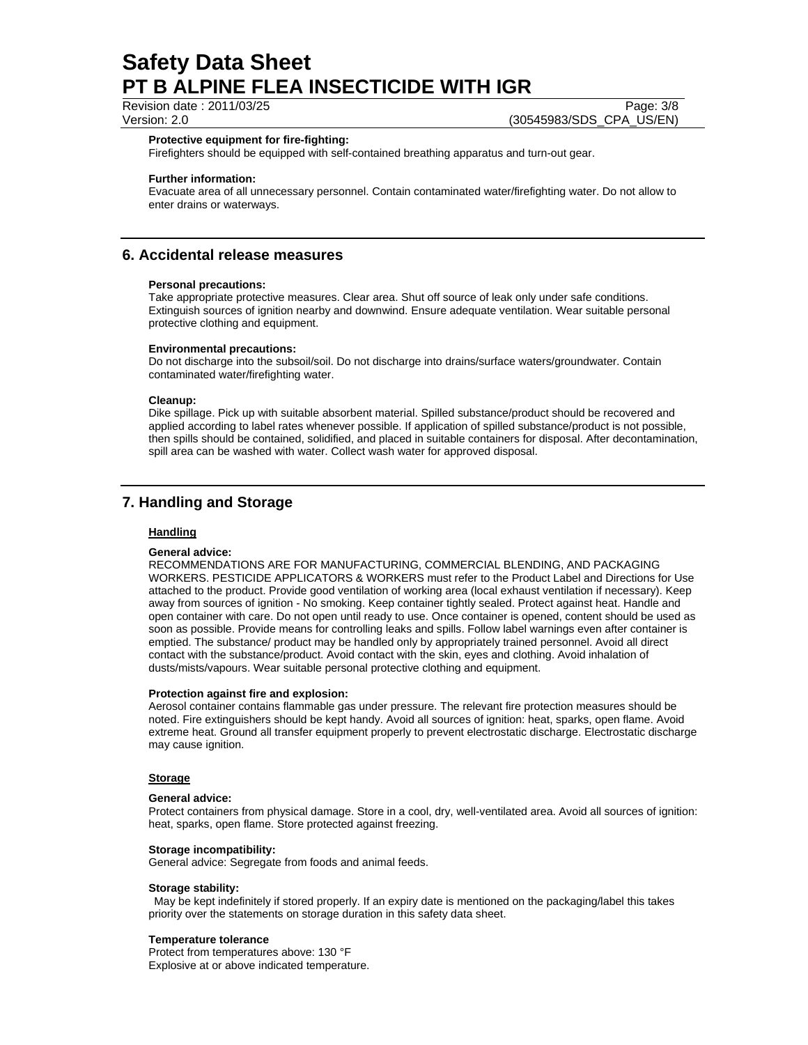**Protective equipment for fire-fighting:**
Firefighters should be equipped with self-contained breathing apparatus and turn-out gear.

**Further information:**
Evacuate area of all unnecessary personnel. Contain contaminated water/firefighting water. Do not allow to enter drains or waterways.

## 6. Accidental release measures

**Personal precautions:**
Take appropriate protective measures. Clear area. Shut off source of leak only under safe conditions. Extinguish sources of ignition nearby and downwind. Ensure adequate ventilation. Wear suitable personal protective clothing and equipment.

**Environmental precautions:**
Do not discharge into the subsoil/soil. Do not discharge into drains/surface waters/groundwater. Contain contaminated water/firefighting water.

**Cleanup:**
Dike spillage. Pick up with suitable absorbent material. Spilled substance/product should be recovered and applied according to label rates whenever possible. If application of spilled substance/product is not possible, then spills should be contained, solidified, and placed in suitable containers for disposal. After decontamination, spill area can be washed with water. Collect wash water for approved disposal.

## 7. Handling and Storage

### Handling

**General advice:**
RECOMMENDATIONS ARE FOR MANUFACTURING, COMMERCIAL BLENDING, AND PACKAGING WORKERS. PESTICIDE APPLICATORS & WORKERS must refer to the Product Label and Directions for Use attached to the product. Provide good ventilation of working area (local exhaust ventilation if necessary). Keep away from sources of ignition - No smoking. Keep container tightly sealed. Protect against heat. Handle and open container with care. Do not open until ready to use. Once container is opened, content should be used as soon as possible. Provide means for controlling leaks and spills. Follow label warnings even after container is emptied. The substance/ product may be handled only by appropriately trained personnel. Avoid all direct contact with the substance/product. Avoid contact with the skin, eyes and clothing. Avoid inhalation of dusts/mists/vapours. Wear suitable personal protective clothing and equipment.

**Protection against fire and explosion:**
Aerosol container contains flammable gas under pressure. The relevant fire protection measures should be noted. Fire extinguishers should be kept handy. Avoid all sources of ignition: heat, sparks, open flame. Avoid extreme heat. Ground all transfer equipment properly to prevent electrostatic discharge. Electrostatic discharge may cause ignition.

### Storage

**General advice:**
Protect containers from physical damage. Store in a cool, dry, well-ventilated area. Avoid all sources of ignition: heat, sparks, open flame. Store protected against freezing.

**Storage incompatibility:**
General advice: Segregate from foods and animal feeds.

**Storage stability:**
May be kept indefinitely if stored properly. If an expiry date is mentioned on the packaging/label this takes priority over the statements on storage duration in this safety data sheet.

**Temperature tolerance**
Protect from temperatures above: 130 °F
Explosive at or above indicated temperature.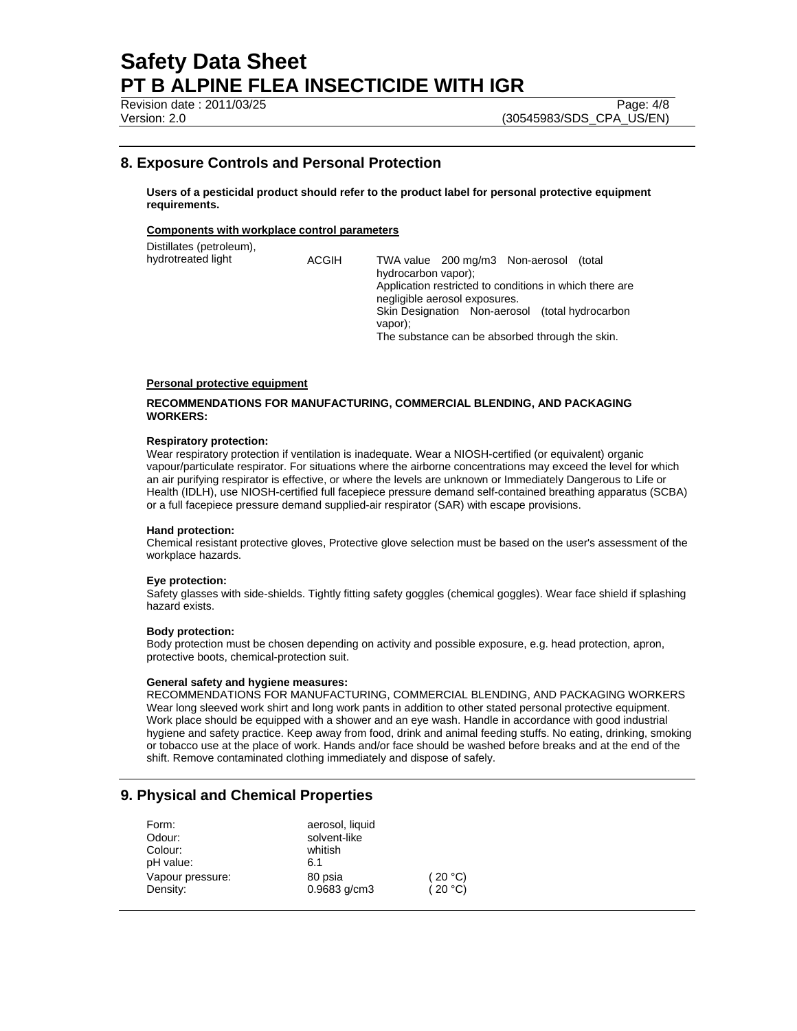## 8. Exposure Controls and Personal Protection

**Users of a pesticidal product should refer to the product label for personal protective equipment requirements.**

**Components with workplace control parameters**

| | | |
|---|---|---|
| Distillates (petroleum), hydrotreated light | ACGIH | TWA value 200 mg/m3 Non-aerosol (total hydrocarbon vapor); Application restricted to conditions in which there are negligible aerosol exposures. Skin Designation Non-aerosol (total hydrocarbon vapor); The substance can be absorbed through the skin. |

**Personal protective equipment**

**RECOMMENDATIONS FOR MANUFACTURING, COMMERCIAL BLENDING, AND PACKAGING WORKERS:**

**Respiratory protection:**
Wear respiratory protection if ventilation is inadequate. Wear a NIOSH-certified (or equivalent) organic vapour/particulate respirator. For situations where the airborne concentrations may exceed the level for which an air purifying respirator is effective, or where the levels are unknown or Immediately Dangerous to Life or Health (IDLH), use NIOSH-certified full facepiece pressure demand self-contained breathing apparatus (SCBA) or a full facepiece pressure demand supplied-air respirator (SAR) with escape provisions.

**Hand protection:**
Chemical resistant protective gloves, Protective glove selection must be based on the user's assessment of the workplace hazards.

**Eye protection:**
Safety glasses with side-shields. Tightly fitting safety goggles (chemical goggles). Wear face shield if splashing hazard exists.

**Body protection:**
Body protection must be chosen depending on activity and possible exposure, e.g. head protection, apron, protective boots, chemical-protection suit.

**General safety and hygiene measures:**
RECOMMENDATIONS FOR MANUFACTURING, COMMERCIAL BLENDING, AND PACKAGING WORKERS
Wear long sleeved work shirt and long work pants in addition to other stated personal protective equipment. Work place should be equipped with a shower and an eye wash. Handle in accordance with good industrial hygiene and safety practice. Keep away from food, drink and animal feeding stuffs. No eating, drinking, smoking or tobacco use at the place of work. Hands and/or face should be washed before breaks and at the end of the shift. Remove contaminated clothing immediately and dispose of safely.

## 9. Physical and Chemical Properties

| | | |
|---|---|---|
| Form: | aerosol, liquid | |
| Odour: | solvent-like | |
| Colour: | whitish | |
| pH value: | 6.1 | |
| Vapour pressure: | 80 psia | ( 20 °C) |
| Density: | 0.9683 g/cm3 | ( 20 °C) |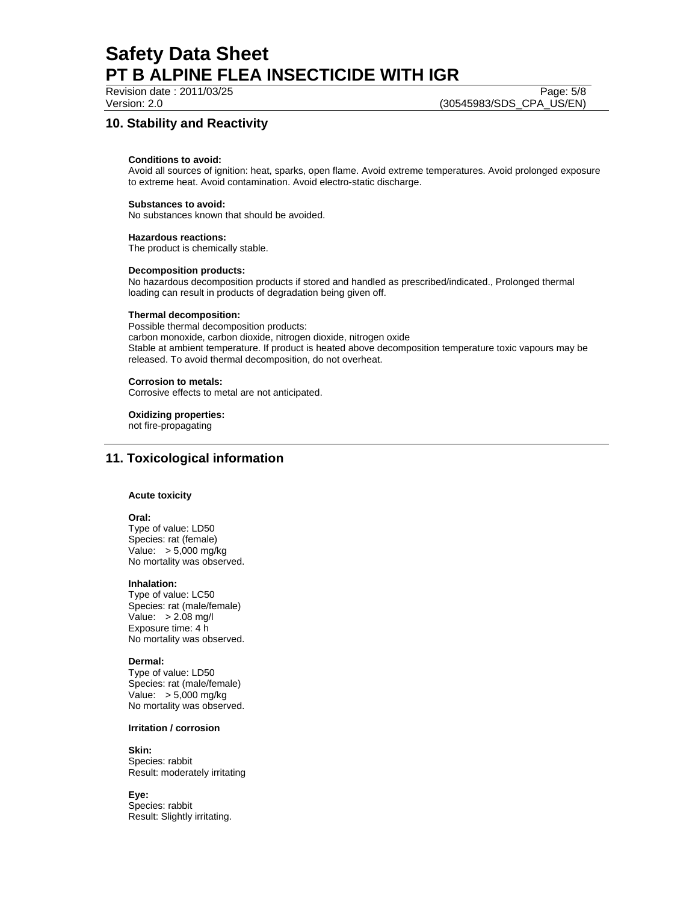## 10. Stability and Reactivity

**Conditions to avoid:**
Avoid all sources of ignition: heat, sparks, open flame. Avoid extreme temperatures. Avoid prolonged exposure to extreme heat. Avoid contamination. Avoid electro-static discharge.

**Substances to avoid:**
No substances known that should be avoided.

**Hazardous reactions:**
The product is chemically stable.

**Decomposition products:**
No hazardous decomposition products if stored and handled as prescribed/indicated., Prolonged thermal loading can result in products of degradation being given off.

**Thermal decomposition:**
Possible thermal decomposition products:
carbon monoxide, carbon dioxide, nitrogen dioxide, nitrogen oxide
Stable at ambient temperature. If product is heated above decomposition temperature toxic vapours may be released. To avoid thermal decomposition, do not overheat.

**Corrosion to metals:**
Corrosive effects to metal are not anticipated.

**Oxidizing properties:**
not fire-propagating

## 11. Toxicological information

**Acute toxicity**

**Oral:**
Type of value: LD50
Species: rat (female)
Value: > 5,000 mg/kg
No mortality was observed.

**Inhalation:**
Type of value: LC50
Species: rat (male/female)
Value: > 2.08 mg/l
Exposure time: 4 h
No mortality was observed.

**Dermal:**
Type of value: LD50
Species: rat (male/female)
Value: > 5,000 mg/kg
No mortality was observed.

**Irritation / corrosion**

**Skin:**
Species: rabbit
Result: moderately irritating

**Eye:**
Species: rabbit
Result: Slightly irritating.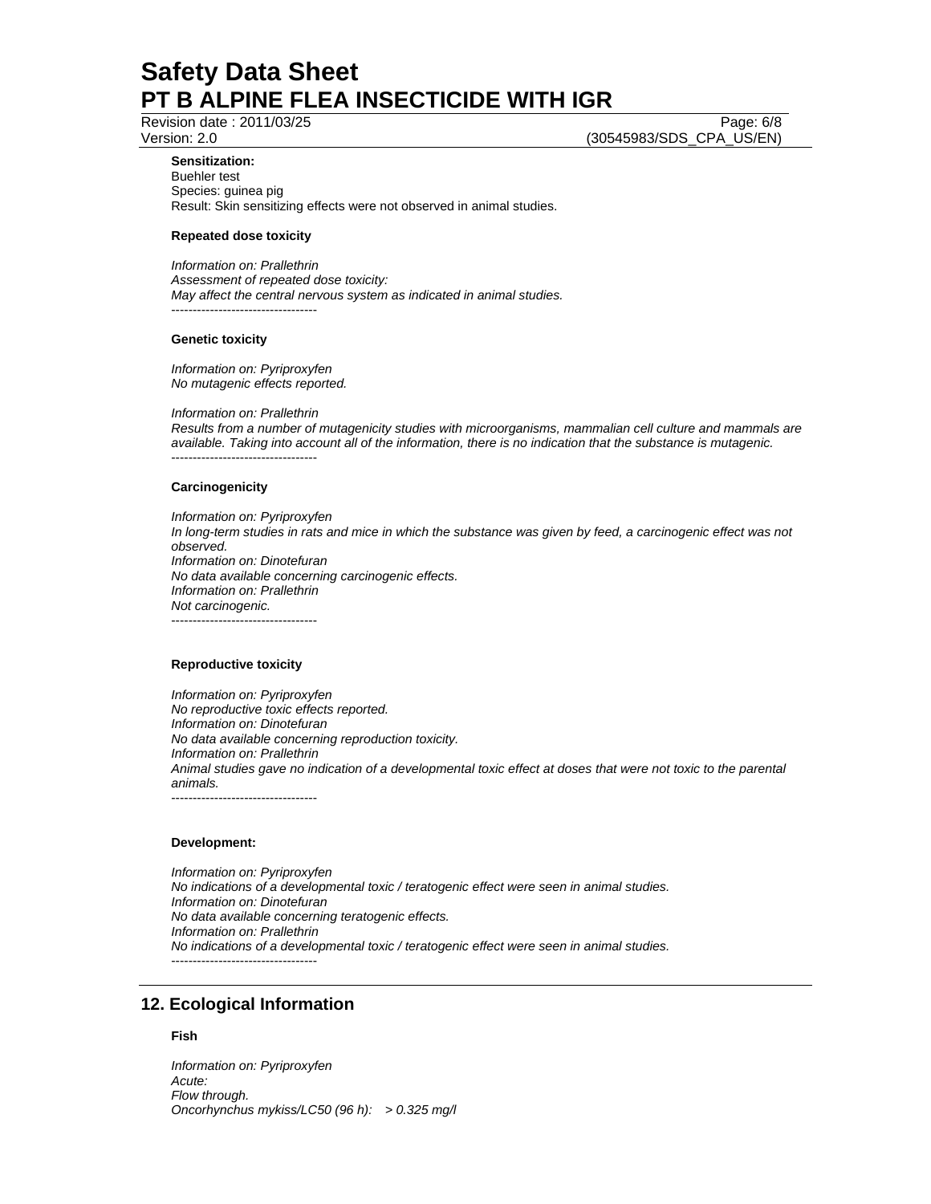**Sensitization:**
Buehler test
Species: guinea pig
Result: Skin sensitizing effects were not observed in animal studies.

**Repeated dose toxicity**

*Information on: Prallethrin*
*Assessment of repeated dose toxicity:*
*May affect the central nervous system as indicated in animal studies.*
----------------------------------

**Genetic toxicity**

*Information on: Pyriproxyfen*
*No mutagenic effects reported.*

*Information on: Prallethrin*
*Results from a number of mutagenicity studies with microorganisms, mammalian cell culture and mammals are available. Taking into account all of the information, there is no indication that the substance is mutagenic.*
----------------------------------

**Carcinogenicity**

*Information on: Pyriproxyfen*
*In long-term studies in rats and mice in which the substance was given by feed, a carcinogenic effect was not observed.*
*Information on: Dinotefuran*
*No data available concerning carcinogenic effects.*
*Information on: Prallethrin*
*Not carcinogenic.*
----------------------------------

**Reproductive toxicity**

*Information on: Pyriproxyfen*
*No reproductive toxic effects reported.*
*Information on: Dinotefuran*
*No data available concerning reproduction toxicity.*
*Information on: Prallethrin*
*Animal studies gave no indication of a developmental toxic effect at doses that were not toxic to the parental animals.*
----------------------------------

**Development:**

*Information on: Pyriproxyfen*
*No indications of a developmental toxic / teratogenic effect were seen in animal studies.*
*Information on: Dinotefuran*
*No data available concerning teratogenic effects.*
*Information on: Prallethrin*
*No indications of a developmental toxic / teratogenic effect were seen in animal studies.*
----------------------------------

## 12. Ecological Information

**Fish**

*Information on: Pyriproxyfen*
*Acute:*
*Flow through.*
*Oncorhynchus mykiss/LC50 (96 h): > 0.325 mg/l*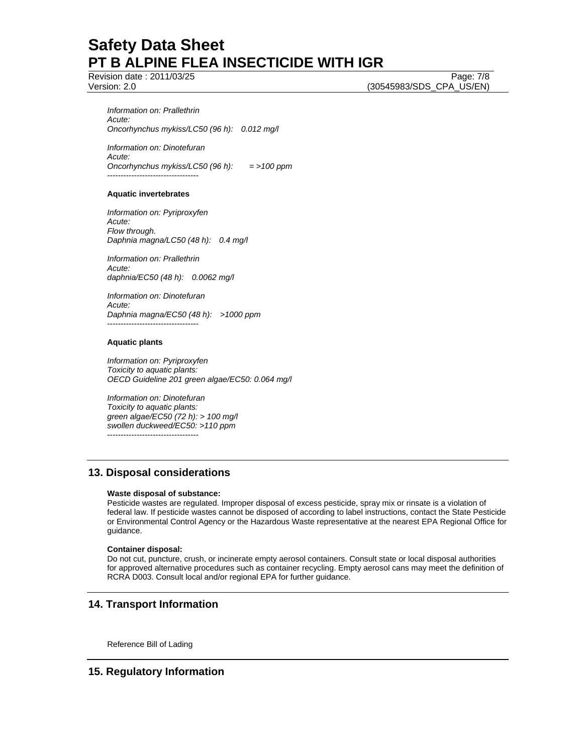*Information on: Prallethrin*
*Acute:*
*Oncorhynchus mykiss/LC50 (96 h): 0.012 mg/l*

*Information on: Dinotefuran*
*Acute:*
*Oncorhynchus mykiss/LC50 (96 h): = >100 ppm*
*----------------------------------*

**Aquatic invertebrates**

*Information on: Pyriproxyfen*
*Acute:*
*Flow through.*
*Daphnia magna/LC50 (48 h): 0.4 mg/l*

*Information on: Prallethrin*
*Acute:*
*daphnia/EC50 (48 h): 0.0062 mg/l*

*Information on: Dinotefuran*
*Acute:*
*Daphnia magna/EC50 (48 h): >1000 ppm*
*----------------------------------*

**Aquatic plants**

*Information on: Pyriproxyfen*
*Toxicity to aquatic plants:*
*OECD Guideline 201 green algae/EC50: 0.064 mg/l*

*Information on: Dinotefuran*
*Toxicity to aquatic plants:*
*green algae/EC50 (72 h): > 100 mg/l*
*swollen duckweed/EC50: >110 ppm*
*----------------------------------*

## 13. Disposal considerations

**Waste disposal of substance:**
Pesticide wastes are regulated. Improper disposal of excess pesticide, spray mix or rinsate is a violation of federal law. If pesticide wastes cannot be disposed of according to label instructions, contact the State Pesticide or Environmental Control Agency or the Hazardous Waste representative at the nearest EPA Regional Office for guidance.

**Container disposal:**
Do not cut, puncture, crush, or incinerate empty aerosol containers. Consult state or local disposal authorities for approved alternative procedures such as container recycling. Empty aerosol cans may meet the definition of RCRA D003. Consult local and/or regional EPA for further guidance.

## 14. Transport Information

Reference Bill of Lading

## 15. Regulatory Information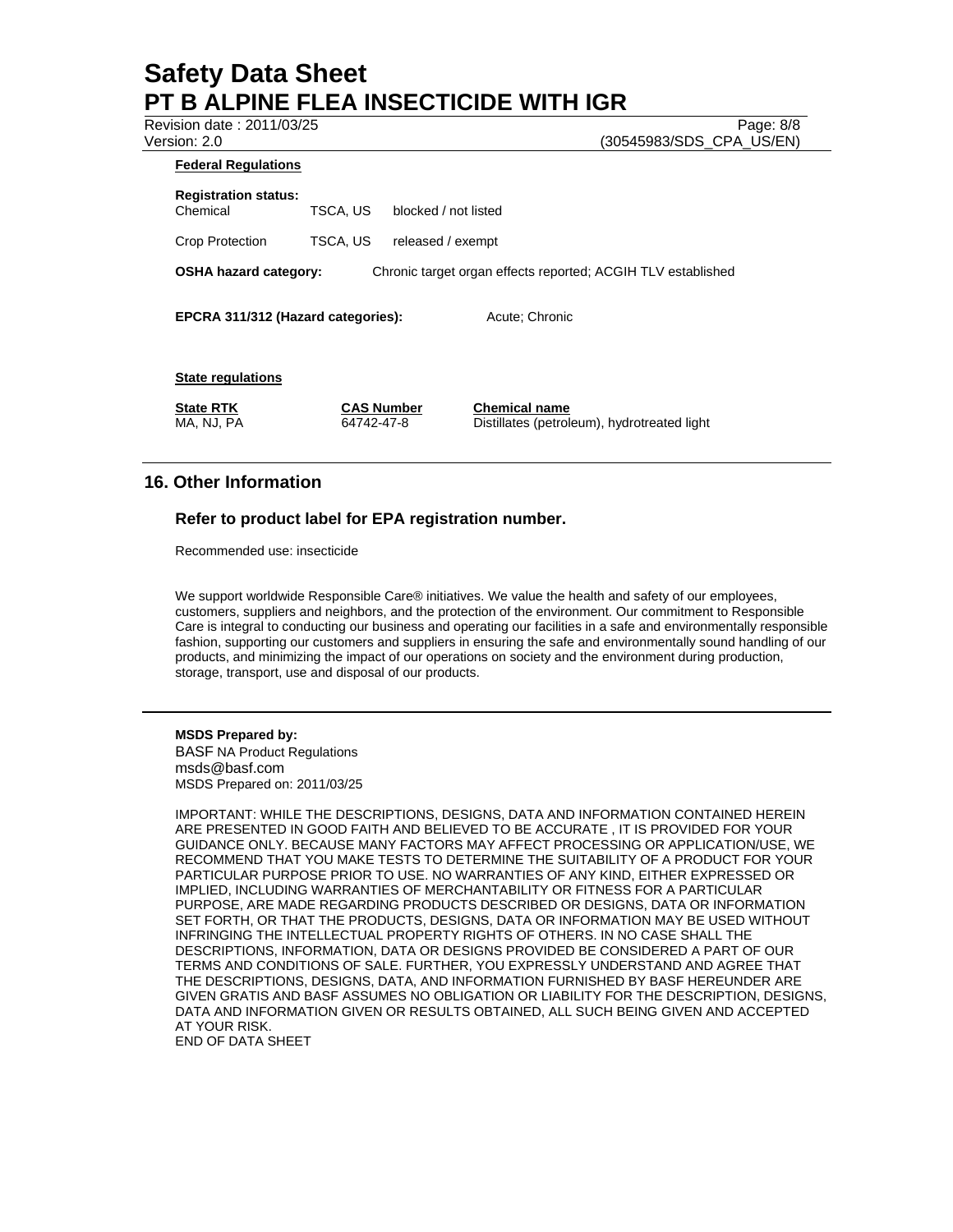**Federal Regulations**

**Registration status:**

| | | |
|---|---|---|
| Chemical | TSCA, US | blocked / not listed |
| Crop Protection | TSCA, US | released / exempt |

**OSHA hazard category:** Chronic target organ effects reported; ACGIH TLV established

**EPCRA 311/312 (Hazard categories):** Acute; Chronic

**State regulations**

| State RTK | CAS Number | Chemical name |
|---|---|---|
| MA, NJ, PA | 64742-47-8 | Distillates (petroleum), hydrotreated light |

## 16. Other Information

### Refer to product label for EPA registration number.

Recommended use: insecticide

We support worldwide Responsible Care® initiatives. We value the health and safety of our employees, customers, suppliers and neighbors, and the protection of the environment. Our commitment to Responsible Care is integral to conducting our business and operating our facilities in a safe and environmentally responsible fashion, supporting our customers and suppliers in ensuring the safe and environmentally sound handling of our products, and minimizing the impact of our operations on society and the environment during production, storage, transport, use and disposal of our products.

---

**MSDS Prepared by:**
BASF NA Product Regulations
msds@basf.com
MSDS Prepared on: 2011/03/25

IMPORTANT: WHILE THE DESCRIPTIONS, DESIGNS, DATA AND INFORMATION CONTAINED HEREIN ARE PRESENTED IN GOOD FAITH AND BELIEVED TO BE ACCURATE , IT IS PROVIDED FOR YOUR GUIDANCE ONLY. BECAUSE MANY FACTORS MAY AFFECT PROCESSING OR APPLICATION/USE, WE RECOMMEND THAT YOU MAKE TESTS TO DETERMINE THE SUITABILITY OF A PRODUCT FOR YOUR PARTICULAR PURPOSE PRIOR TO USE. NO WARRANTIES OF ANY KIND, EITHER EXPRESSED OR IMPLIED, INCLUDING WARRANTIES OF MERCHANTABILITY OR FITNESS FOR A PARTICULAR PURPOSE, ARE MADE REGARDING PRODUCTS DESCRIBED OR DESIGNS, DATA OR INFORMATION SET FORTH, OR THAT THE PRODUCTS, DESIGNS, DATA OR INFORMATION MAY BE USED WITHOUT INFRINGING THE INTELLECTUAL PROPERTY RIGHTS OF OTHERS. IN NO CASE SHALL THE DESCRIPTIONS, INFORMATION, DATA OR DESIGNS PROVIDED BE CONSIDERED A PART OF OUR TERMS AND CONDITIONS OF SALE. FURTHER, YOU EXPRESSLY UNDERSTAND AND AGREE THAT THE DESCRIPTIONS, DESIGNS, DATA, AND INFORMATION FURNISHED BY BASF HEREUNDER ARE GIVEN GRATIS AND BASF ASSUMES NO OBLIGATION OR LIABILITY FOR THE DESCRIPTION, DESIGNS, DATA AND INFORMATION GIVEN OR RESULTS OBTAINED, ALL SUCH BEING GIVEN AND ACCEPTED AT YOUR RISK.
END OF DATA SHEET